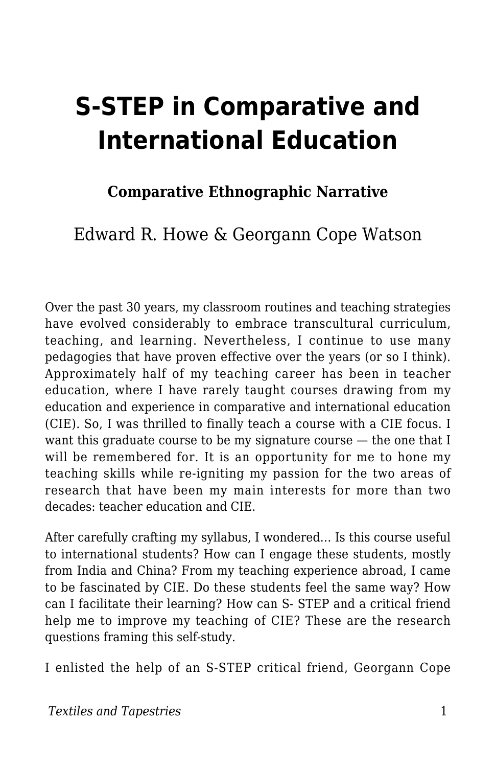# S-STEP in Comparative and International Education

**Comparative Ethnographic Narrative**

Edward R. Howe & Georgann Cope Watson

Over the past 30 years, my classroom routines and teaching strategies have evolved considerably to embrace transcultural curriculum, teaching, and learning. Nevertheless, I continue to use many pedagogies that have proven effective over the years (or so I think). Approximately half of my teaching career has been in teacher education, where I have rarely taught courses drawing from my education and experience in comparative and international education (CIE). So, I was thrilled to finally teach a course with a CIE focus. I want this graduate course to be my signature course — the one that I will be remembered for. It is an opportunity for me to hone my teaching skills while re-igniting my passion for the two areas of research that have been my main interests for more than two decades: teacher education and CIE.

After carefully crafting my syllabus, I wondered... Is this course useful to international students? How can I engage these students, mostly from India and China? From my teaching experience abroad, I came to be fascinated by CIE. Do these students feel the same way? How can I facilitate their learning? How can S- STEP and a critical friend help me to improve my teaching of CIE? These are the research questions framing this self-study.

I enlisted the help of an S-STEP critical friend, Georgann Cope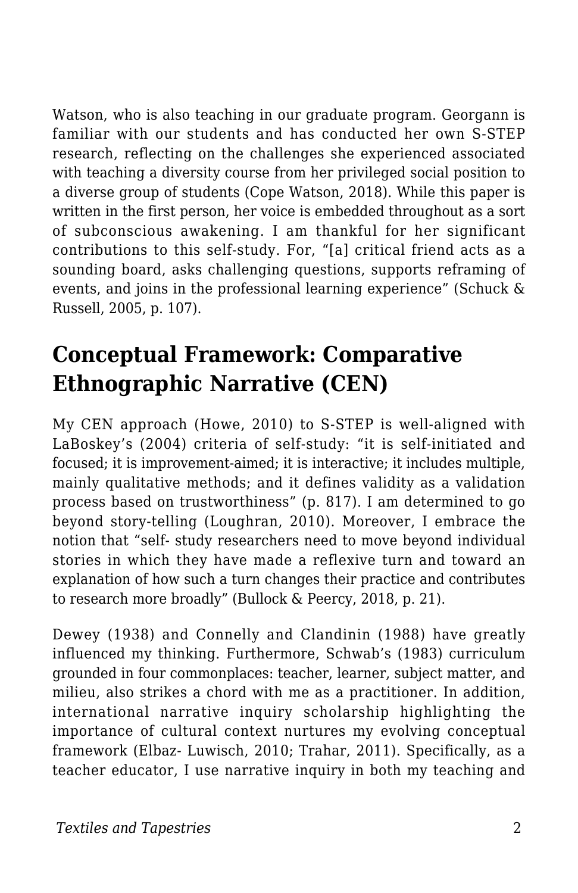Watson, who is also teaching in our graduate program. Georgann is familiar with our students and has conducted her own S-STEP research, reflecting on the challenges she experienced associated with teaching a diversity course from her privileged social position to a diverse group of students (Cope Watson, 2018). While this paper is written in the first person, her voice is embedded throughout as a sort of subconscious awakening. I am thankful for her significant contributions to this self-study. For, "[a] critical friend acts as a sounding board, asks challenging questions, supports reframing of events, and joins in the professional learning experience" (Schuck & Russell, 2005, p. 107).

## Conceptual Framework: Comparative Ethnographic Narrative (CEN)

My CEN approach (Howe, 2010) to S-STEP is well-aligned with LaBoskey's (2004) criteria of self-study: "it is self-initiated and focused; it is improvement-aimed; it is interactive; it includes multiple, mainly qualitative methods; and it defines validity as a validation process based on trustworthiness" (p. 817). I am determined to go beyond story-telling (Loughran, 2010). Moreover, I embrace the notion that "self- study researchers need to move beyond individual stories in which they have made a reflexive turn and toward an explanation of how such a turn changes their practice and contributes to research more broadly" (Bullock & Peercy, 2018, p. 21).

Dewey (1938) and Connelly and Clandinin (1988) have greatly influenced my thinking. Furthermore, Schwab's (1983) curriculum grounded in four commonplaces: teacher, learner, subject matter, and milieu, also strikes a chord with me as a practitioner. In addition, international narrative inquiry scholarship highlighting the importance of cultural context nurtures my evolving conceptual framework (Elbaz- Luwisch, 2010; Trahar, 2011). Specifically, as a teacher educator, I use narrative inquiry in both my teaching and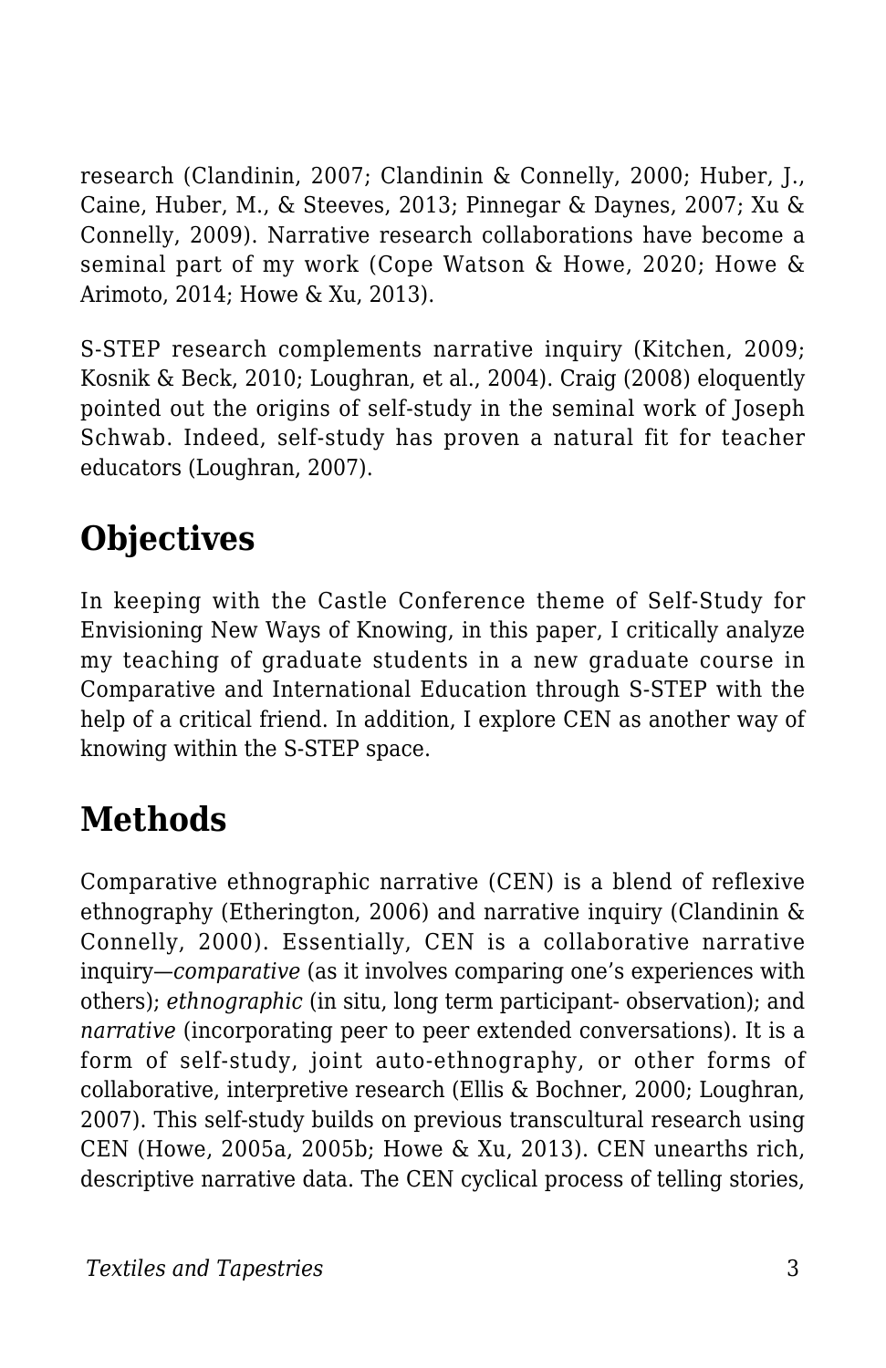research (Clandinin, 2007; Clandinin & Connelly, 2000; Huber, J., Caine, Huber, M., & Steeves, 2013; Pinnegar & Daynes, 2007; Xu & Connelly, 2009). Narrative research collaborations have become a seminal part of my work (Cope Watson & Howe, 2020; Howe & Arimoto, 2014; Howe & Xu, 2013).

S-STEP research complements narrative inquiry (Kitchen, 2009; Kosnik & Beck, 2010; Loughran, et al., 2004). Craig (2008) eloquently pointed out the origins of self-study in the seminal work of Joseph Schwab. Indeed, self-study has proven a natural fit for teacher educators (Loughran, 2007).

## Objectives

In keeping with the Castle Conference theme of Self-Study for Envisioning New Ways of Knowing, in this paper, I critically analyze my teaching of graduate students in a new graduate course in Comparative and International Education through S-STEP with the help of a critical friend. In addition, I explore CEN as another way of knowing within the S-STEP space.

## Methods

Comparative ethnographic narrative (CEN) is a blend of reflexive ethnography (Etherington, 2006) and narrative inquiry (Clandinin & Connelly, 2000). Essentially, CEN is a collaborative narrative inquiry—*comparative* (as it involves comparing one's experiences with others); *ethnographic* (in situ, long term participant- observation); and *narrative* (incorporating peer to peer extended conversations). It is a form of self-study, joint auto-ethnography, or other forms of collaborative, interpretive research (Ellis & Bochner, 2000; Loughran, 2007). This self-study builds on previous transcultural research using CEN (Howe, 2005a, 2005b; Howe & Xu, 2013). CEN unearths rich, descriptive narrative data. The CEN cyclical process of telling stories,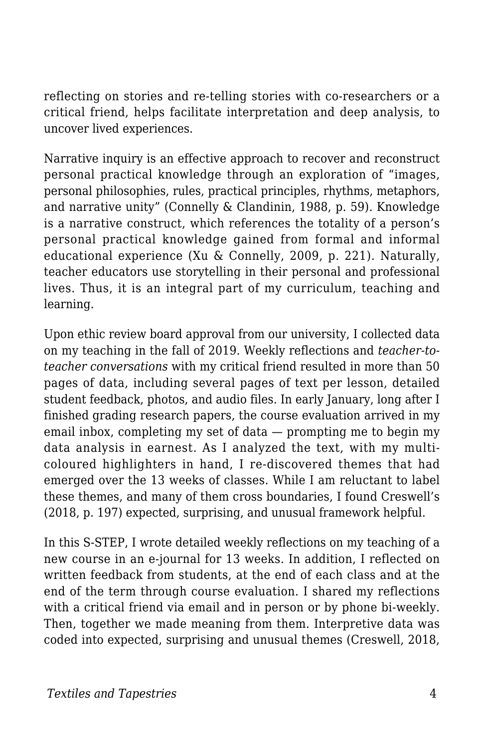reflecting on stories and re-telling stories with co-researchers or a critical friend, helps facilitate interpretation and deep analysis, to uncover lived experiences.

Narrative inquiry is an effective approach to recover and reconstruct personal practical knowledge through an exploration of "images, personal philosophies, rules, practical principles, rhythms, metaphors, and narrative unity" (Connelly & Clandinin, 1988, p. 59). Knowledge is a narrative construct, which references the totality of a person's personal practical knowledge gained from formal and informal educational experience (Xu & Connelly, 2009, p. 221). Naturally, teacher educators use storytelling in their personal and professional lives. Thus, it is an integral part of my curriculum, teaching and learning.

Upon ethic review board approval from our university, I collected data on my teaching in the fall of 2019. Weekly reflections and *teacher-to-teacher conversations* with my critical friend resulted in more than 50 pages of data, including several pages of text per lesson, detailed student feedback, photos, and audio files. In early January, long after I finished grading research papers, the course evaluation arrived in my email inbox, completing my set of data — prompting me to begin my data analysis in earnest. As I analyzed the text, with my multi-coloured highlighters in hand, I re-discovered themes that had emerged over the 13 weeks of classes. While I am reluctant to label these themes, and many of them cross boundaries, I found Creswell's (2018, p. 197) expected, surprising, and unusual framework helpful.

In this S-STEP, I wrote detailed weekly reflections on my teaching of a new course in an e-journal for 13 weeks. In addition, I reflected on written feedback from students, at the end of each class and at the end of the term through course evaluation. I shared my reflections with a critical friend via email and in person or by phone bi-weekly. Then, together we made meaning from them. Interpretive data was coded into expected, surprising and unusual themes (Creswell, 2018,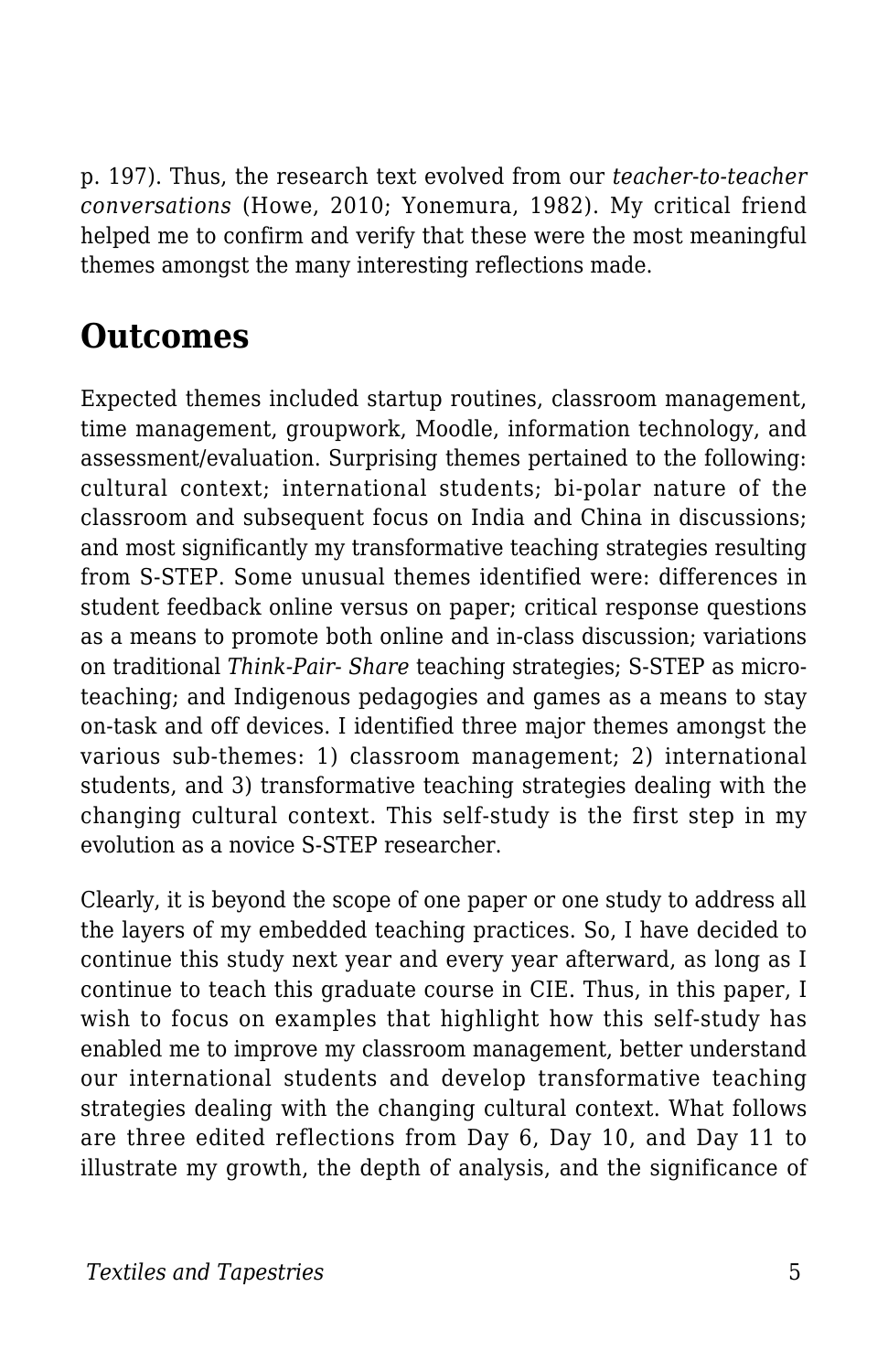p. 197). Thus, the research text evolved from our *teacher-to-teacher conversations* (Howe, 2010; Yonemura, 1982). My critical friend helped me to confirm and verify that these were the most meaningful themes amongst the many interesting reflections made.

## Outcomes

Expected themes included startup routines, classroom management, time management, groupwork, Moodle, information technology, and assessment/evaluation. Surprising themes pertained to the following: cultural context; international students; bi-polar nature of the classroom and subsequent focus on India and China in discussions; and most significantly my transformative teaching strategies resulting from S-STEP. Some unusual themes identified were: differences in student feedback online versus on paper; critical response questions as a means to promote both online and in-class discussion; variations on traditional *Think-Pair- Share* teaching strategies; S-STEP as micro-teaching; and Indigenous pedagogies and games as a means to stay on-task and off devices. I identified three major themes amongst the various sub-themes: 1) classroom management; 2) international students, and 3) transformative teaching strategies dealing with the changing cultural context. This self-study is the first step in my evolution as a novice S-STEP researcher.

Clearly, it is beyond the scope of one paper or one study to address all the layers of my embedded teaching practices. So, I have decided to continue this study next year and every year afterward, as long as I continue to teach this graduate course in CIE. Thus, in this paper, I wish to focus on examples that highlight how this self-study has enabled me to improve my classroom management, better understand our international students and develop transformative teaching strategies dealing with the changing cultural context. What follows are three edited reflections from Day 6, Day 10, and Day 11 to illustrate my growth, the depth of analysis, and the significance of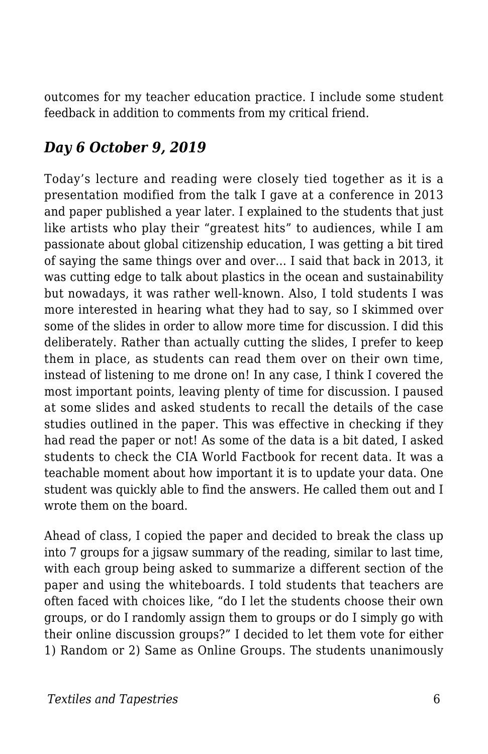outcomes for my teacher education practice. I include some student feedback in addition to comments from my critical friend.

### *Day 6 October 9, 2019*

Today's lecture and reading were closely tied together as it is a presentation modified from the talk I gave at a conference in 2013 and paper published a year later. I explained to the students that just like artists who play their "greatest hits" to audiences, while I am passionate about global citizenship education, I was getting a bit tired of saying the same things over and over… I said that back in 2013, it was cutting edge to talk about plastics in the ocean and sustainability but nowadays, it was rather well-known. Also, I told students I was more interested in hearing what they had to say, so I skimmed over some of the slides in order to allow more time for discussion. I did this deliberately. Rather than actually cutting the slides, I prefer to keep them in place, as students can read them over on their own time, instead of listening to me drone on! In any case, I think I covered the most important points, leaving plenty of time for discussion. I paused at some slides and asked students to recall the details of the case studies outlined in the paper. This was effective in checking if they had read the paper or not! As some of the data is a bit dated, I asked students to check the CIA World Factbook for recent data. It was a teachable moment about how important it is to update your data. One student was quickly able to find the answers. He called them out and I wrote them on the board.

Ahead of class, I copied the paper and decided to break the class up into 7 groups for a jigsaw summary of the reading, similar to last time, with each group being asked to summarize a different section of the paper and using the whiteboards. I told students that teachers are often faced with choices like, "do I let the students choose their own groups, or do I randomly assign them to groups or do I simply go with their online discussion groups?" I decided to let them vote for either 1) Random or 2) Same as Online Groups. The students unanimously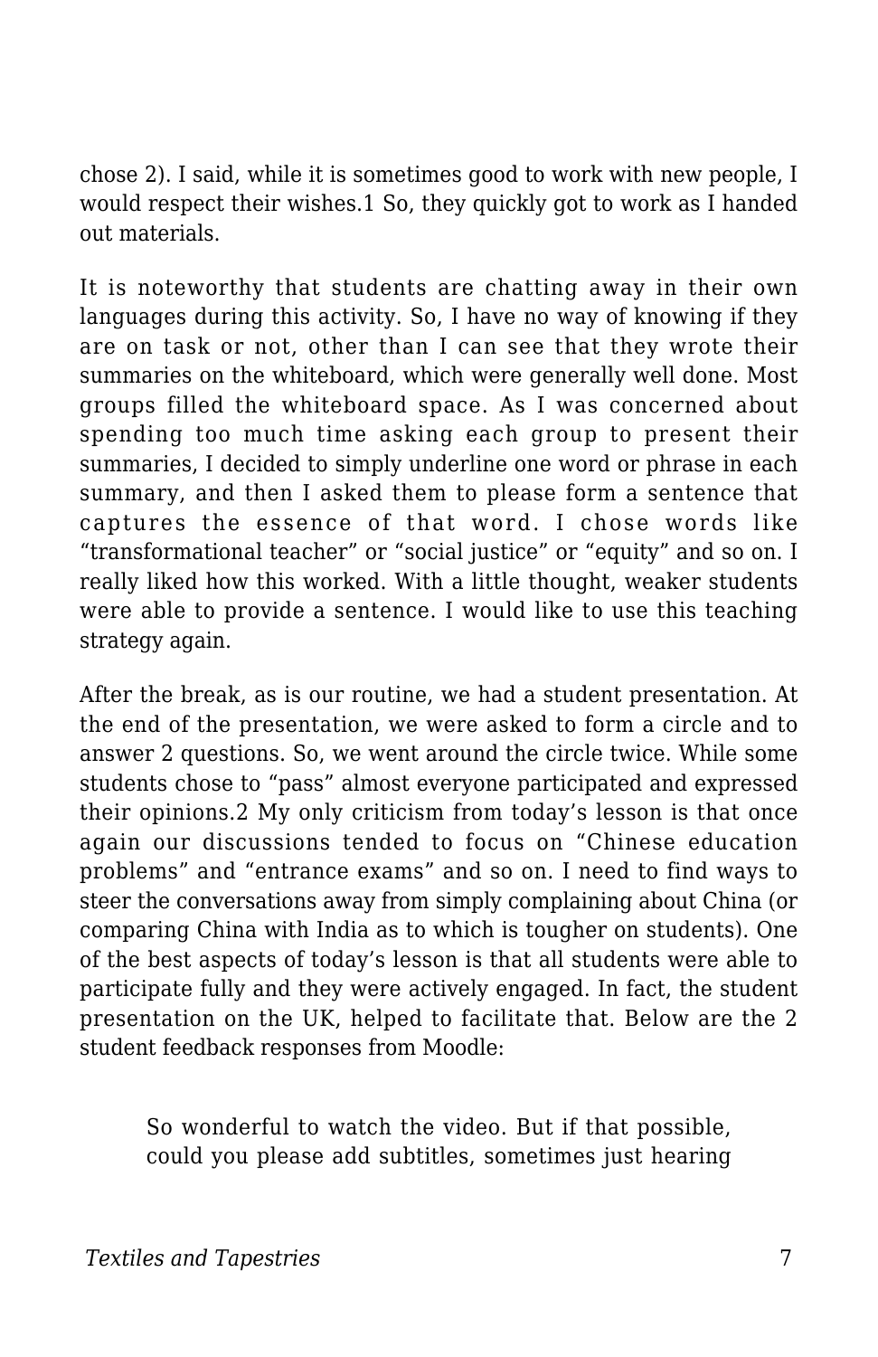chose 2). I said, while it is sometimes good to work with new people, I would respect their wishes.[1] So, they quickly got to work as I handed out materials.

It is noteworthy that students are chatting away in their own languages during this activity. So, I have no way of knowing if they are on task or not, other than I can see that they wrote their summaries on the whiteboard, which were generally well done. Most groups filled the whiteboard space. As I was concerned about spending too much time asking each group to present their summaries, I decided to simply underline one word or phrase in each summary, and then I asked them to please form a sentence that captures the essence of that word. I chose words like "transformational teacher" or "social justice" or "equity" and so on. I really liked how this worked. With a little thought, weaker students were able to provide a sentence. I would like to use this teaching strategy again.

After the break, as is our routine, we had a student presentation. At the end of the presentation, we were asked to form a circle and to answer 2 questions. So, we went around the circle twice. While some students chose to "pass" almost everyone participated and expressed their opinions.[2] My only criticism from today's lesson is that once again our discussions tended to focus on "Chinese education problems" and "entrance exams" and so on. I need to find ways to steer the conversations away from simply complaining about China (or comparing China with India as to which is tougher on students). One of the best aspects of today's lesson is that all students were able to participate fully and they were actively engaged. In fact, the student presentation on the UK, helped to facilitate that. Below are the 2 student feedback responses from Moodle:

> So wonderful to watch the video. But if that possible, could you please add subtitles, sometimes just hearing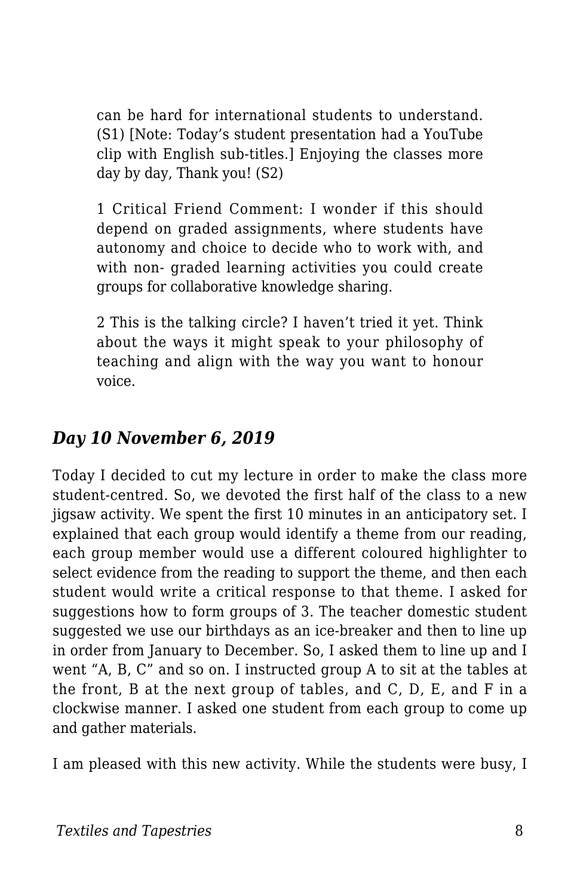can be hard for international students to understand. (S1) [Note: Today's student presentation had a YouTube clip with English sub-titles.] Enjoying the classes more day by day, Thank you! (S2)

1 Critical Friend Comment: I wonder if this should depend on graded assignments, where students have autonomy and choice to decide who to work with, and with non- graded learning activities you could create groups for collaborative knowledge sharing.

2 This is the talking circle? I haven't tried it yet. Think about the ways it might speak to your philosophy of teaching and align with the way you want to honour voice.

### *Day 10 November 6, 2019*

Today I decided to cut my lecture in order to make the class more student-centred. So, we devoted the first half of the class to a new jigsaw activity. We spent the first 10 minutes in an anticipatory set. I explained that each group would identify a theme from our reading, each group member would use a different coloured highlighter to select evidence from the reading to support the theme, and then each student would write a critical response to that theme. I asked for suggestions how to form groups of 3. The teacher domestic student suggested we use our birthdays as an ice-breaker and then to line up in order from January to December. So, I asked them to line up and I went "A, B, C" and so on. I instructed group A to sit at the tables at the front, B at the next group of tables, and C, D, E, and F in a clockwise manner. I asked one student from each group to come up and gather materials.

I am pleased with this new activity. While the students were busy, I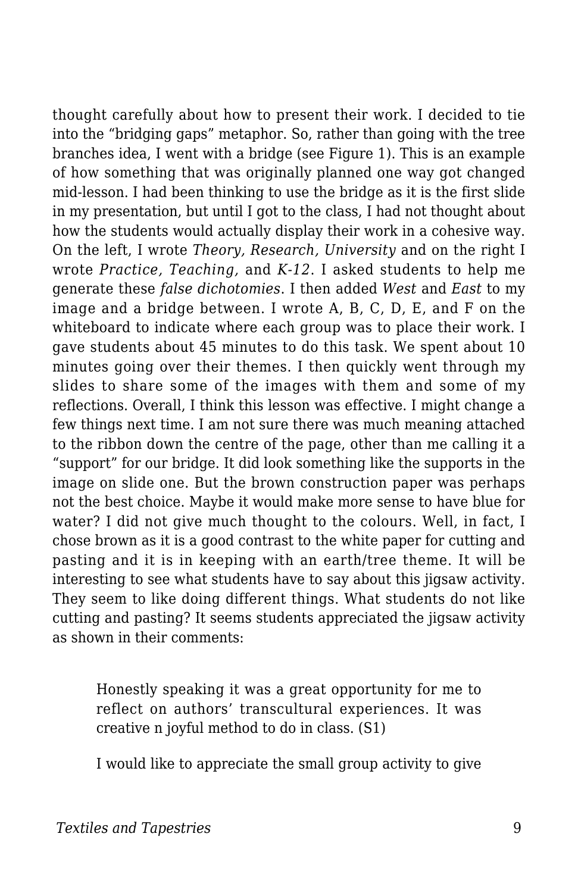thought carefully about how to present their work. I decided to tie into the "bridging gaps" metaphor. So, rather than going with the tree branches idea, I went with a bridge (see Figure 1). This is an example of how something that was originally planned one way got changed mid-lesson. I had been thinking to use the bridge as it is the first slide in my presentation, but until I got to the class, I had not thought about how the students would actually display their work in a cohesive way. On the left, I wrote *Theory, Research, University* and on the right I wrote *Practice, Teaching,* and *K-12*. I asked students to help me generate these *false dichotomies*. I then added *West* and *East* to my image and a bridge between. I wrote A, B, C, D, E, and F on the whiteboard to indicate where each group was to place their work. I gave students about 45 minutes to do this task. We spent about 10 minutes going over their themes. I then quickly went through my slides to share some of the images with them and some of my reflections. Overall, I think this lesson was effective. I might change a few things next time. I am not sure there was much meaning attached to the ribbon down the centre of the page, other than me calling it a "support" for our bridge. It did look something like the supports in the image on slide one. But the brown construction paper was perhaps not the best choice. Maybe it would make more sense to have blue for water? I did not give much thought to the colours. Well, in fact, I chose brown as it is a good contrast to the white paper for cutting and pasting and it is in keeping with an earth/tree theme. It will be interesting to see what students have to say about this jigsaw activity. They seem to like doing different things. What students do not like cutting and pasting? It seems students appreciated the jigsaw activity as shown in their comments:

> Honestly speaking it was a great opportunity for me to reflect on authors' transcultural experiences. It was creative n joyful method to do in class. (S1)

> I would like to appreciate the small group activity to give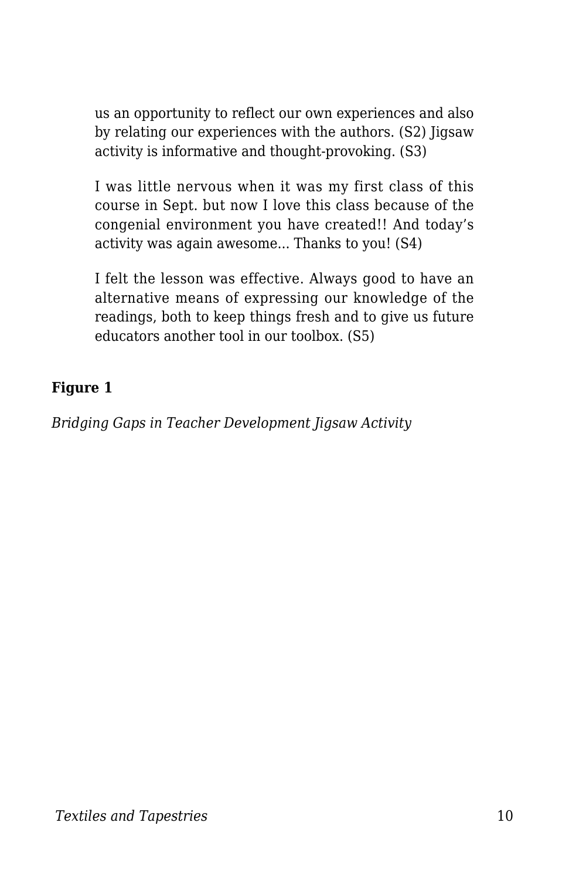us an opportunity to reflect our own experiences and also by relating our experiences with the authors. (S2) Jigsaw activity is informative and thought-provoking. (S3)

I was little nervous when it was my first class of this course in Sept. but now I love this class because of the congenial environment you have created!! And today's activity was again awesome... Thanks to you! (S4)

I felt the lesson was effective. Always good to have an alternative means of expressing our knowledge of the readings, both to keep things fresh and to give us future educators another tool in our toolbox. (S5)

**Figure 1**

*Bridging Gaps in Teacher Development Jigsaw Activity*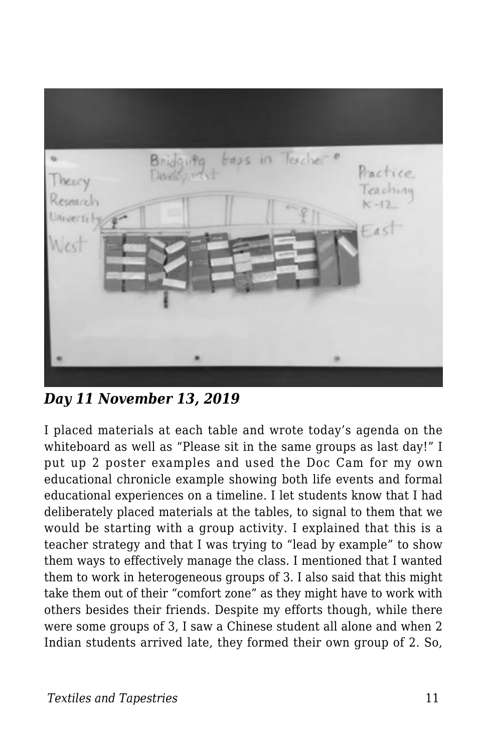***Day 11 November 13, 2019***

I placed materials at each table and wrote today's agenda on the whiteboard as well as "Please sit in the same groups as last day!" I put up 2 poster examples and used the Doc Cam for my own educational chronicle example showing both life events and formal educational experiences on a timeline. I let students know that I had deliberately placed materials at the tables, to signal to them that we would be starting with a group activity. I explained that this is a teacher strategy and that I was trying to "lead by example" to show them ways to effectively manage the class. I mentioned that I wanted them to work in heterogeneous groups of 3. I also said that this might take them out of their "comfort zone" as they might have to work with others besides their friends. Despite my efforts though, while there were some groups of 3, I saw a Chinese student all alone and when 2 Indian students arrived late, they formed their own group of 2. So,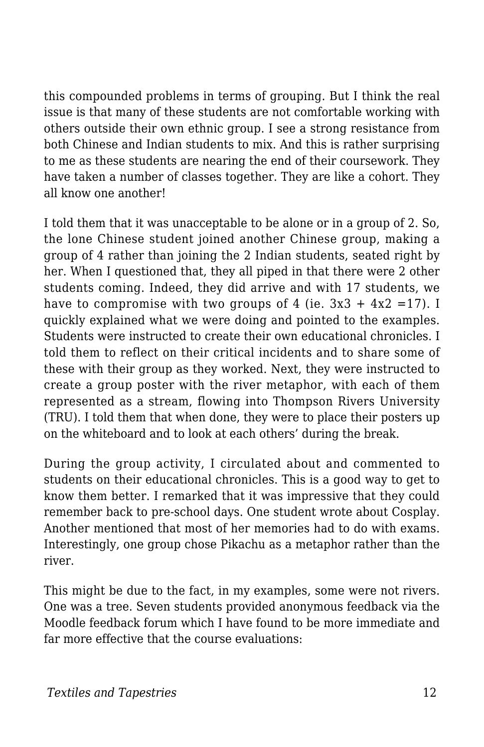this compounded problems in terms of grouping. But I think the real issue is that many of these students are not comfortable working with others outside their own ethnic group. I see a strong resistance from both Chinese and Indian students to mix. And this is rather surprising to me as these students are nearing the end of their coursework. They have taken a number of classes together. They are like a cohort. They all know one another!

I told them that it was unacceptable to be alone or in a group of 2. So, the lone Chinese student joined another Chinese group, making a group of 4 rather than joining the 2 Indian students, seated right by her. When I questioned that, they all piped in that there were 2 other students coming. Indeed, they did arrive and with 17 students, we have to compromise with two groups of 4 (ie. 3x3 + 4x2 =17). I quickly explained what we were doing and pointed to the examples. Students were instructed to create their own educational chronicles. I told them to reflect on their critical incidents and to share some of these with their group as they worked. Next, they were instructed to create a group poster with the river metaphor, with each of them represented as a stream, flowing into Thompson Rivers University (TRU). I told them that when done, they were to place their posters up on the whiteboard and to look at each others' during the break.

During the group activity, I circulated about and commented to students on their educational chronicles. This is a good way to get to know them better. I remarked that it was impressive that they could remember back to pre-school days. One student wrote about Cosplay. Another mentioned that most of her memories had to do with exams. Interestingly, one group chose Pikachu as a metaphor rather than the river.

This might be due to the fact, in my examples, some were not rivers. One was a tree. Seven students provided anonymous feedback via the Moodle feedback forum which I have found to be more immediate and far more effective that the course evaluations: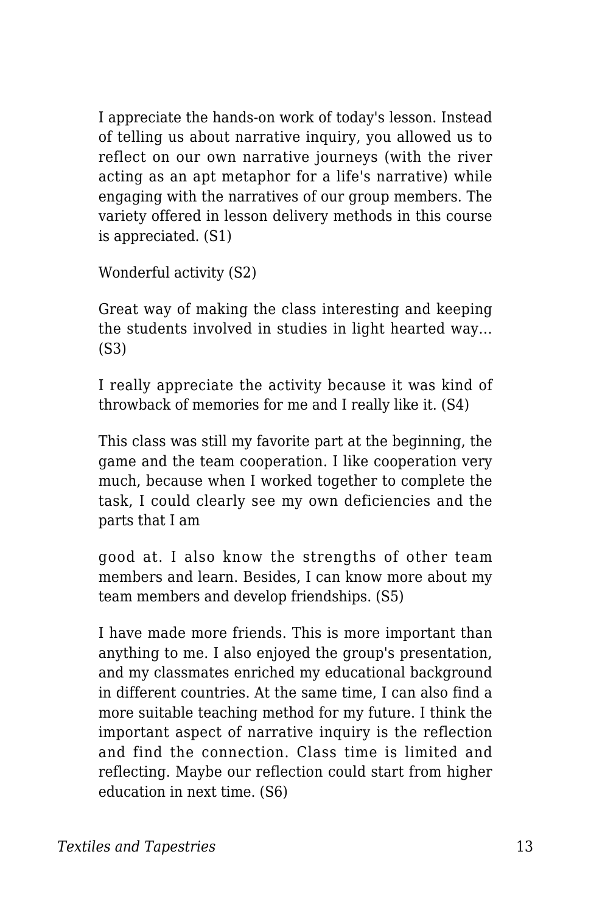I appreciate the hands-on work of today's lesson. Instead of telling us about narrative inquiry, you allowed us to reflect on our own narrative journeys (with the river acting as an apt metaphor for a life's narrative) while engaging with the narratives of our group members. The variety offered in lesson delivery methods in this course is appreciated. (S1)

Wonderful activity (S2)

Great way of making the class interesting and keeping the students involved in studies in light hearted way… (S3)

I really appreciate the activity because it was kind of throwback of memories for me and I really like it. (S4)

This class was still my favorite part at the beginning, the game and the team cooperation. I like cooperation very much, because when I worked together to complete the task, I could clearly see my own deficiencies and the parts that I am good at. I also know the strengths of other team members and learn. Besides, I can know more about my team members and develop friendships. (S5)

I have made more friends. This is more important than anything to me. I also enjoyed the group's presentation, and my classmates enriched my educational background in different countries. At the same time, I can also find a more suitable teaching method for my future. I think the important aspect of narrative inquiry is the reflection and find the connection. Class time is limited and reflecting. Maybe our reflection could start from higher education in next time. (S6)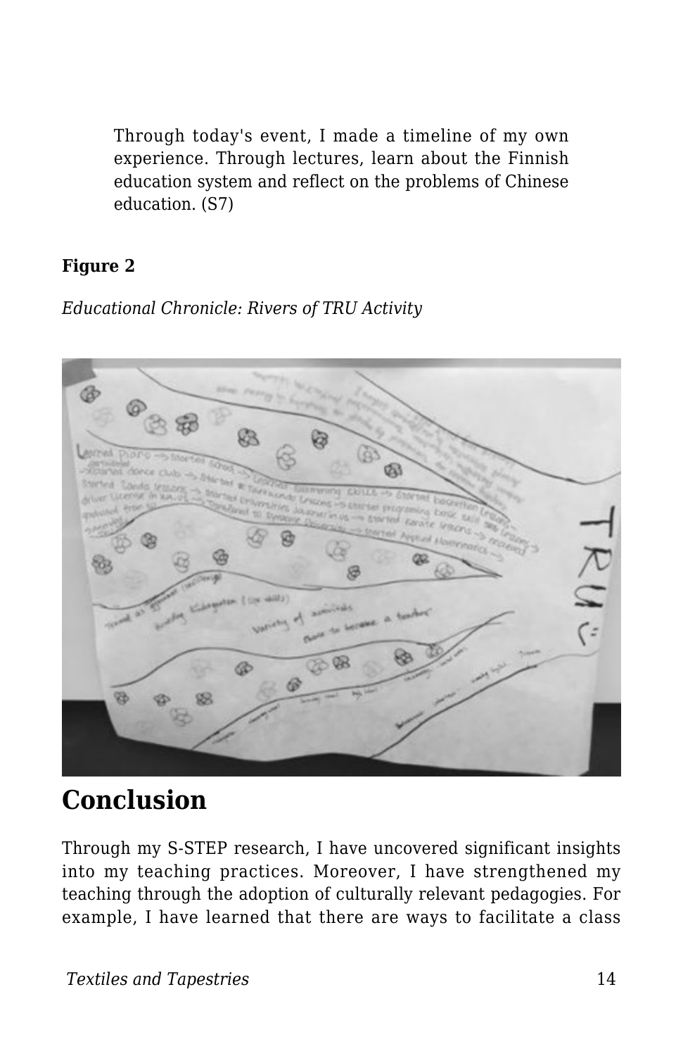> Through today's event, I made a timeline of my own experience. Through lectures, learn about the Finnish education system and reflect on the problems of Chinese education. (S7)

**Figure 2**

*Educational Chronicle: Rivers of TRU Activity*

## Conclusion

Through my S-STEP research, I have uncovered significant insights into my teaching practices. Moreover, I have strengthened my teaching through the adoption of culturally relevant pedagogies. For example, I have learned that there are ways to facilitate a class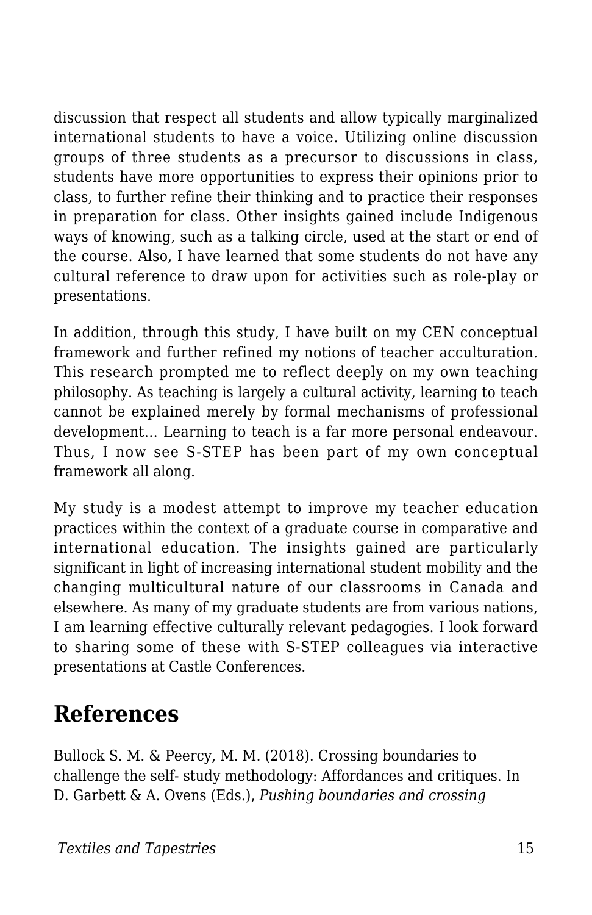discussion that respect all students and allow typically marginalized international students to have a voice. Utilizing online discussion groups of three students as a precursor to discussions in class, students have more opportunities to express their opinions prior to class, to further refine their thinking and to practice their responses in preparation for class. Other insights gained include Indigenous ways of knowing, such as a talking circle, used at the start or end of the course. Also, I have learned that some students do not have any cultural reference to draw upon for activities such as role-play or presentations.

In addition, through this study, I have built on my CEN conceptual framework and further refined my notions of teacher acculturation. This research prompted me to reflect deeply on my own teaching philosophy. As teaching is largely a cultural activity, learning to teach cannot be explained merely by formal mechanisms of professional development… Learning to teach is a far more personal endeavour. Thus, I now see S-STEP has been part of my own conceptual framework all along.

My study is a modest attempt to improve my teacher education practices within the context of a graduate course in comparative and international education. The insights gained are particularly significant in light of increasing international student mobility and the changing multicultural nature of our classrooms in Canada and elsewhere. As many of my graduate students are from various nations, I am learning effective culturally relevant pedagogies. I look forward to sharing some of these with S-STEP colleagues via interactive presentations at Castle Conferences.

## References

Bullock S. M. & Peercy, M. M. (2018). Crossing boundaries to challenge the self- study methodology: Affordances and critiques. In D. Garbett & A. Ovens (Eds.), *Pushing boundaries and crossing*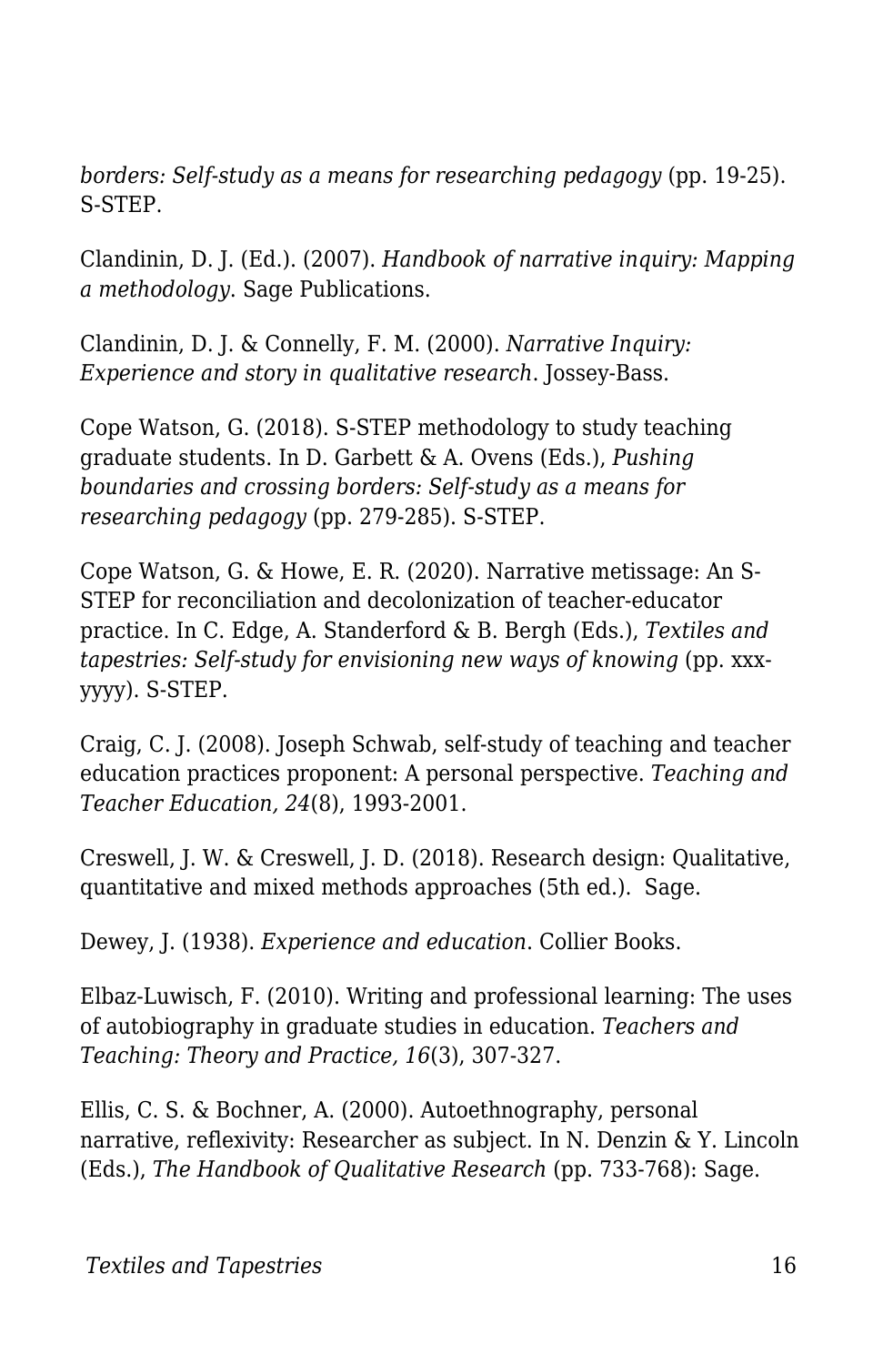*borders: Self-study as a means for researching pedagogy* (pp. 19-25). S-STEP.

Clandinin, D. J. (Ed.). (2007). *Handbook of narrative inquiry: Mapping a methodology.* Sage Publications.

Clandinin, D. J. & Connelly, F. M. (2000). *Narrative Inquiry: Experience and story in qualitative research*. Jossey-Bass.

Cope Watson, G. (2018). S-STEP methodology to study teaching graduate students. In D. Garbett & A. Ovens (Eds.), *Pushing boundaries and crossing borders: Self-study as a means for researching pedagogy* (pp. 279-285). S-STEP.

Cope Watson, G. & Howe, E. R. (2020). Narrative metissage: An S-STEP for reconciliation and decolonization of teacher-educator practice. In C. Edge, A. Standerford & B. Bergh (Eds.), *Textiles and tapestries: Self-study for envisioning new ways of knowing* (pp. xxx-yyyy). S-STEP.

Craig, C. J. (2008). Joseph Schwab, self-study of teaching and teacher education practices proponent: A personal perspective. *Teaching and Teacher Education, 24*(8), 1993-2001.

Creswell, J. W. & Creswell, J. D. (2018). Research design: Qualitative, quantitative and mixed methods approaches (5th ed.).  Sage.

Dewey, J. (1938). *Experience and education*. Collier Books.

Elbaz-Luwisch, F. (2010). Writing and professional learning: The uses of autobiography in graduate studies in education. *Teachers and Teaching: Theory and Practice, 16*(3), 307-327.

Ellis, C. S. & Bochner, A. (2000). Autoethnography, personal narrative, reflexivity: Researcher as subject. In N. Denzin & Y. Lincoln (Eds.), *The Handbook of Qualitative Research* (pp. 733-768): Sage.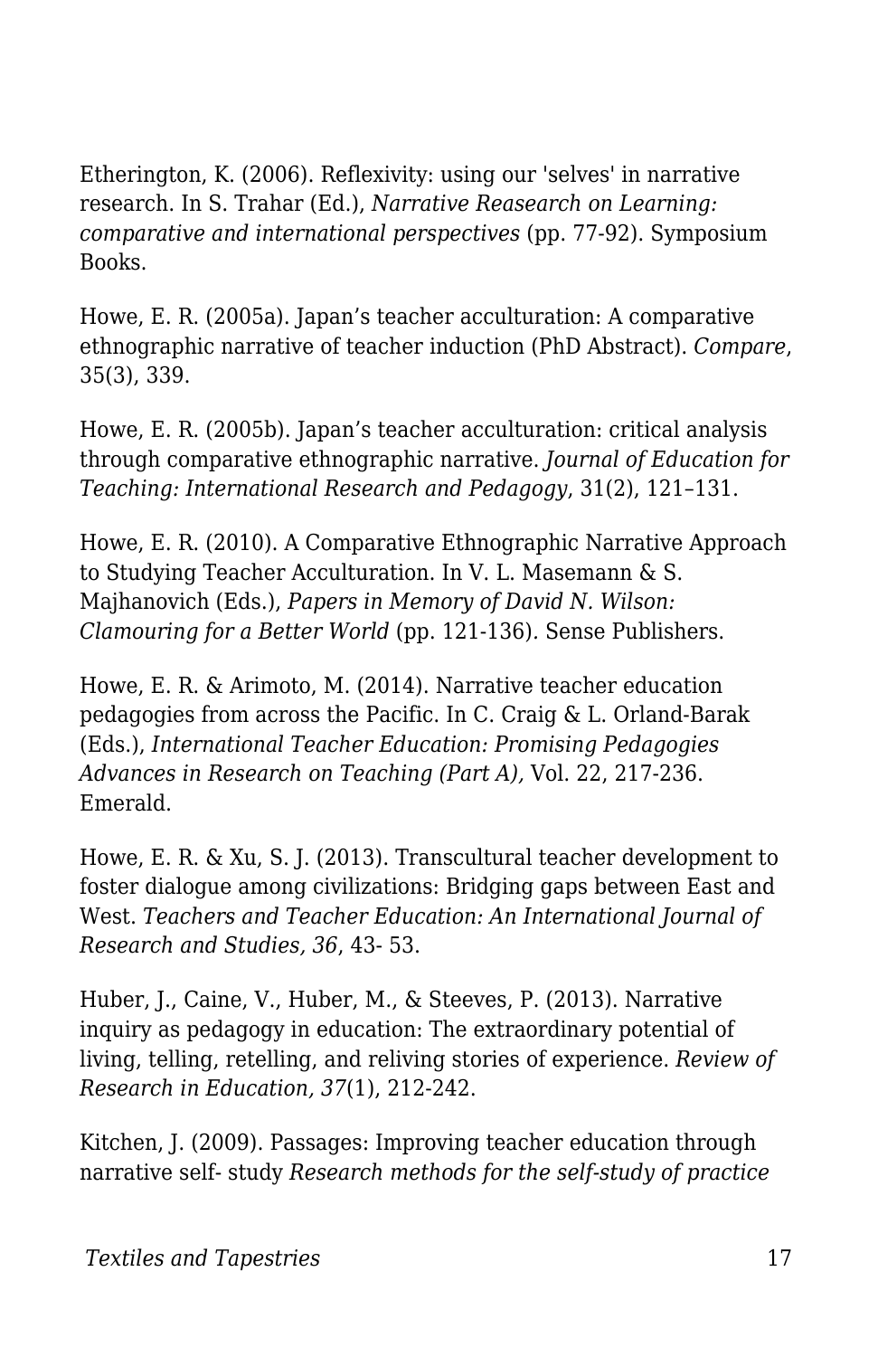Etherington, K. (2006). Reflexivity: using our 'selves' in narrative research. In S. Trahar (Ed.), *Narrative Reasearch on Learning: comparative and international perspectives* (pp. 77-92). Symposium Books.

Howe, E. R. (2005a). Japan's teacher acculturation: A comparative ethnographic narrative of teacher induction (PhD Abstract). *Compare*, 35(3), 339.

Howe, E. R. (2005b). Japan's teacher acculturation: critical analysis through comparative ethnographic narrative. *Journal of Education for Teaching: International Research and Pedagogy*, 31(2), 121–131.

Howe, E. R. (2010). A Comparative Ethnographic Narrative Approach to Studying Teacher Acculturation. In V. L. Masemann & S. Majhanovich (Eds.), *Papers in Memory of David N. Wilson: Clamouring for a Better World* (pp. 121-136). Sense Publishers.

Howe, E. R. & Arimoto, M. (2014). Narrative teacher education pedagogies from across the Pacific. In C. Craig & L. Orland-Barak (Eds.), *International Teacher Education: Promising Pedagogies Advances in Research on Teaching (Part A),* Vol. 22, 217-236. Emerald.

Howe, E. R. & Xu, S. J. (2013). Transcultural teacher development to foster dialogue among civilizations: Bridging gaps between East and West. *Teachers and Teacher Education: An International Journal of Research and Studies, 36*, 43- 53.

Huber, J., Caine, V., Huber, M., & Steeves, P. (2013). Narrative inquiry as pedagogy in education: The extraordinary potential of living, telling, retelling, and reliving stories of experience. *Review of Research in Education, 37*(1), 212-242.

Kitchen, J. (2009). Passages: Improving teacher education through narrative self- study *Research methods for the self-study of practice*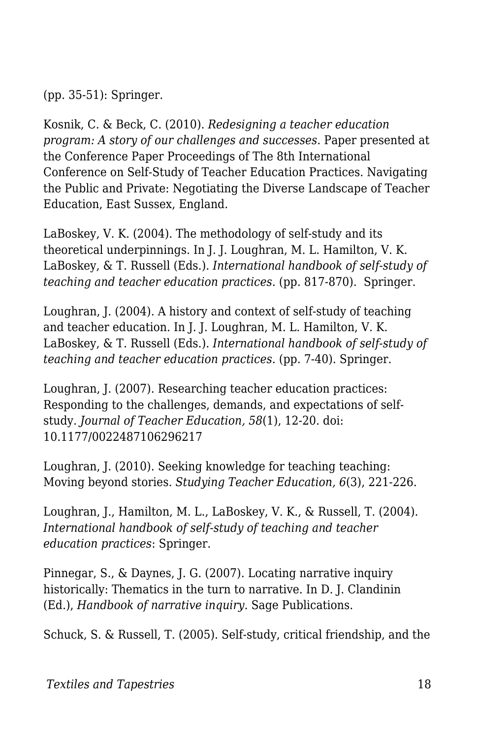(pp. 35-51): Springer.

Kosnik, C. & Beck, C. (2010). *Redesigning a teacher education program: A story of our challenges and successes.* Paper presented at the Conference Paper Proceedings of The 8th International Conference on Self-Study of Teacher Education Practices. Navigating the Public and Private: Negotiating the Diverse Landscape of Teacher Education, East Sussex, England.

LaBoskey, V. K. (2004). The methodology of self-study and its theoretical underpinnings. In J. J. Loughran, M. L. Hamilton, V. K. LaBoskey, & T. Russell (Eds.). *International handbook of self-study of teaching and teacher education practices.* (pp. 817-870). Springer.

Loughran, J. (2004). A history and context of self-study of teaching and teacher education. In J. J. Loughran, M. L. Hamilton, V. K. LaBoskey, & T. Russell (Eds.). *International handbook of self-study of teaching and teacher education practices.* (pp. 7-40). Springer.

Loughran, J. (2007). Researching teacher education practices: Responding to the challenges, demands, and expectations of self-study. *Journal of Teacher Education, 58*(1), 12-20. doi: 10.1177/0022487106296217

Loughran, J. (2010). Seeking knowledge for teaching teaching: Moving beyond stories. *Studying Teacher Education, 6*(3), 221-226.

Loughran, J., Hamilton, M. L., LaBoskey, V. K., & Russell, T. (2004). *International handbook of self-study of teaching and teacher education practices*: Springer.

Pinnegar, S., & Daynes, J. G. (2007). Locating narrative inquiry historically: Thematics in the turn to narrative. In D. J. Clandinin (Ed.), *Handbook of narrative inquiry*. Sage Publications.

Schuck, S. & Russell, T. (2005). Self-study, critical friendship, and the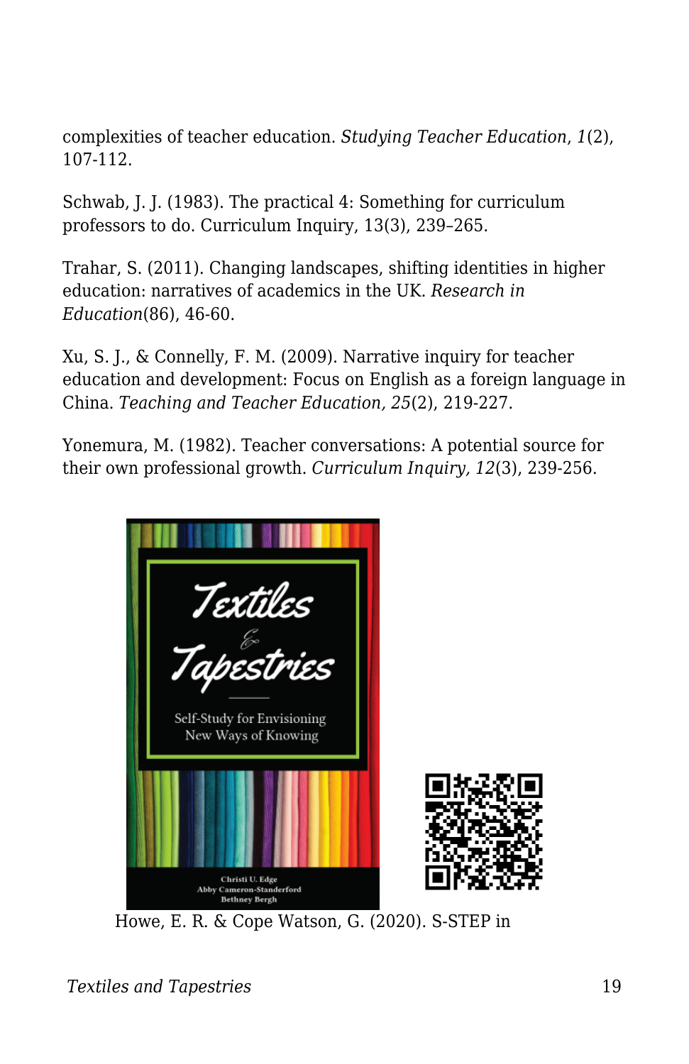complexities of teacher education. *Studying Teacher Education*, *1*(2), 107-112.

Schwab, J. J. (1983). The practical 4: Something for curriculum professors to do. Curriculum Inquiry, 13(3), 239–265.

Trahar, S. (2011). Changing landscapes, shifting identities in higher education: narratives of academics in the UK. *Research in Education*(86), 46-60.

Xu, S. J., & Connelly, F. M. (2009). Narrative inquiry for teacher education and development: Focus on English as a foreign language in China. *Teaching and Teacher Education, 25*(2), 219-227.

Yonemura, M. (1982). Teacher conversations: A potential source for their own professional growth. *Curriculum Inquiry, 12*(3), 239-256.

Howe, E. R. & Cope Watson, G. (2020). S-STEP in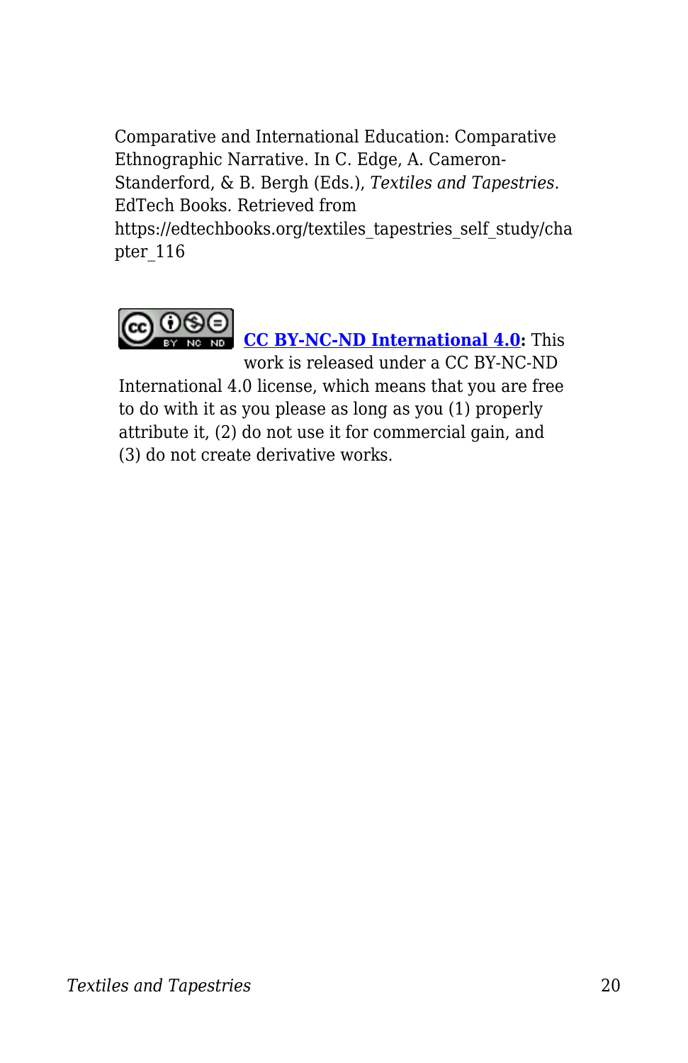Comparative and International Education: Comparative Ethnographic Narrative. In C. Edge, A. Cameron-Standerford, & B. Bergh (Eds.), *Textiles and Tapestries*. EdTech Books. Retrieved from https://edtechbooks.org/textiles_tapestries_self_study/chapter_116

**CC BY-NC-ND International 4.0:** This work is released under a CC BY-NC-ND International 4.0 license, which means that you are free to do with it as you please as long as you (1) properly attribute it, (2) do not use it for commercial gain, and (3) do not create derivative works.